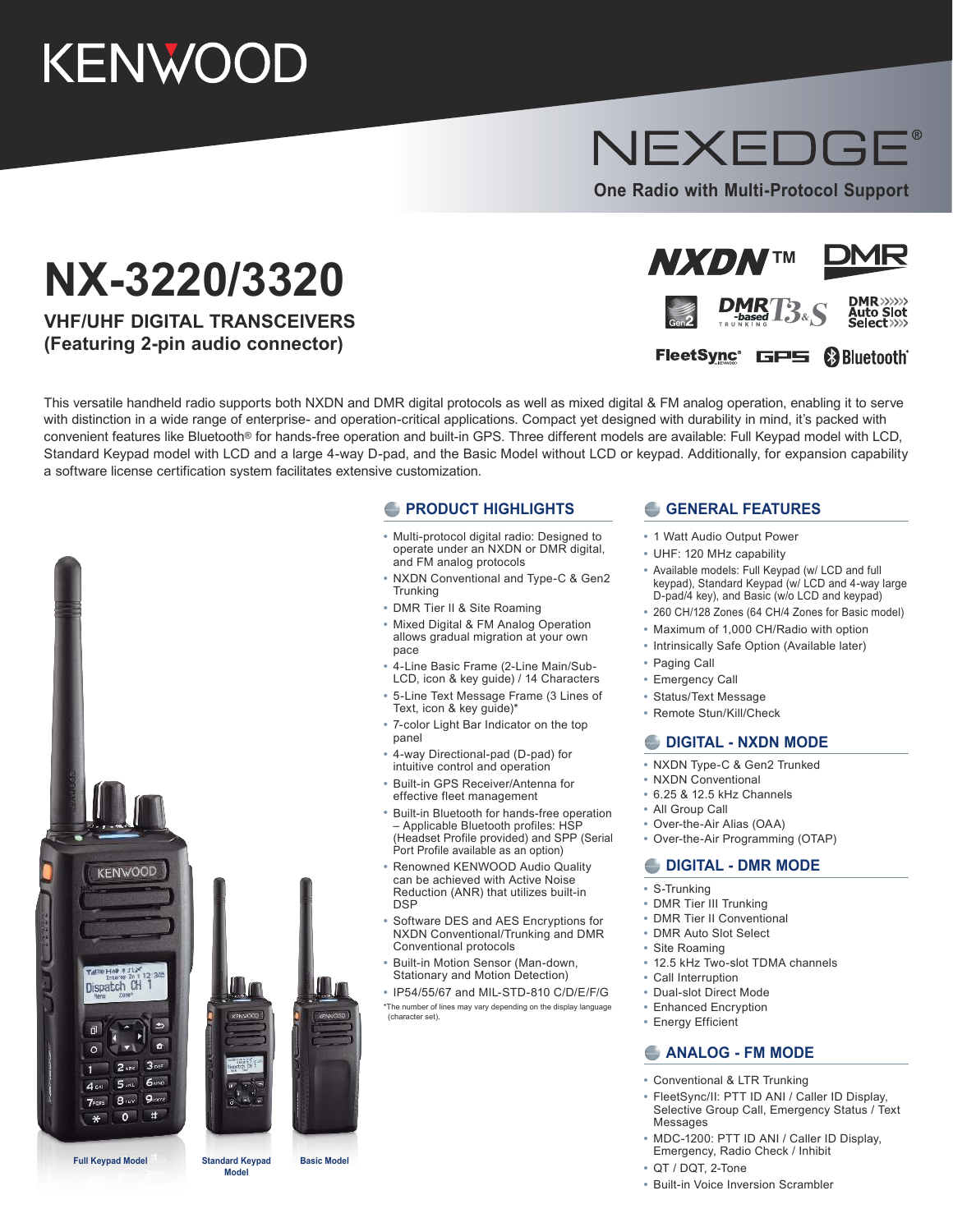# KENWOOD

## NEXEDGE®

**One Radio with Multi-Protocol Support**

# NX-3220/3320

### VHF/UHF DIGITAL TRANSCEIVERS (Featuring 2-pin audio connector)

NXDN™ DMR Gen2 DMR-based T3&S TRUNKING DMR Auto Slot Select FleetSync® GPS Bluetooth®

This versatile handheld radio supports both NXDN and DMR digital protocols as well as mixed digital & FM analog operation, enabling it to serve with distinction in a wide range of enterprise- and operation-critical applications. Compact yet designed with durability in mind, it's packed with convenient features like Bluetooth® for hands-free operation and built-in GPS. Three different models are available: Full Keypad model with LCD, Standard Keypad model with LCD and a large 4-way D-pad, and the Basic Model without LCD or keypad. Additionally, for expansion capability a software license certification system facilitates extensive customization.

Full Keypad Model · Standard Keypad Model · Basic Model

## PRODUCT HIGHLIGHTS

- Multi-protocol digital radio: Designed to operate under an NXDN or DMR digital, and FM analog protocols
- NXDN Conventional and Type-C & Gen2 Trunking
- DMR Tier II & Site Roaming
- Mixed Digital & FM Analog Operation allows gradual migration at your own pace
- 4-Line Basic Frame (2-Line Main/Sub-LCD, icon & key guide) / 14 Characters
- 5-Line Text Message Frame (3 Lines of Text, icon & key guide)*
- 7-color Light Bar Indicator on the top panel
- 4-way Directional-pad (D-pad) for intuitive control and operation
- Built-in GPS Receiver/Antenna for effective fleet management
- Built-in Bluetooth for hands-free operation – Applicable Bluetooth profiles: HSP (Headset Profile provided) and SPP (Serial Port Profile available as an option)
- Renowned KENWOOD Audio Quality can be achieved with Active Noise Reduction (ANR) that utilizes built-in DSP
- Software DES and AES Encryptions for NXDN Conventional/Trunking and DMR Conventional protocols
- Built-in Motion Sensor (Man-down, Stationary and Motion Detection)
- IP54/55/67 and MIL-STD-810 C/D/E/F/G

*The number of lines may vary depending on the display language (character set).

## GENERAL FEATURES

- 1 Watt Audio Output Power
- UHF: 120 MHz capability
- Available models: Full Keypad (w/ LCD and full keypad), Standard Keypad (w/ LCD and 4-way large D-pad/4 key), and Basic (w/o LCD and keypad)
- 260 CH/128 Zones (64 CH/4 Zones for Basic model)
- Maximum of 1,000 CH/Radio with option
- Intrinsically Safe Option (Available later)
- Paging Call
- Emergency Call
- Status/Text Message
- Remote Stun/Kill/Check

## DIGITAL - NXDN MODE

- NXDN Type-C & Gen2 Trunked
- NXDN Conventional
- 6.25 & 12.5 kHz Channels
- All Group Call
- Over-the-Air Alias (OAA)
- Over-the-Air Programming (OTAP)

## DIGITAL - DMR MODE

- S-Trunking
- DMR Tier III Trunking
- DMR Tier II Conventional
- DMR Auto Slot Select
- Site Roaming
- 12.5 kHz Two-slot TDMA channels
- Call Interruption
- Dual-slot Direct Mode
- Enhanced Encryption
- Energy Efficient

## ANALOG - FM MODE

- Conventional & LTR Trunking
- FleetSync/II: PTT ID ANI / Caller ID Display, Selective Group Call, Emergency Status / Text Messages
- MDC-1200: PTT ID ANI / Caller ID Display, Emergency, Radio Check / Inhibit
- QT / DQT, 2-Tone
- Built-in Voice Inversion Scrambler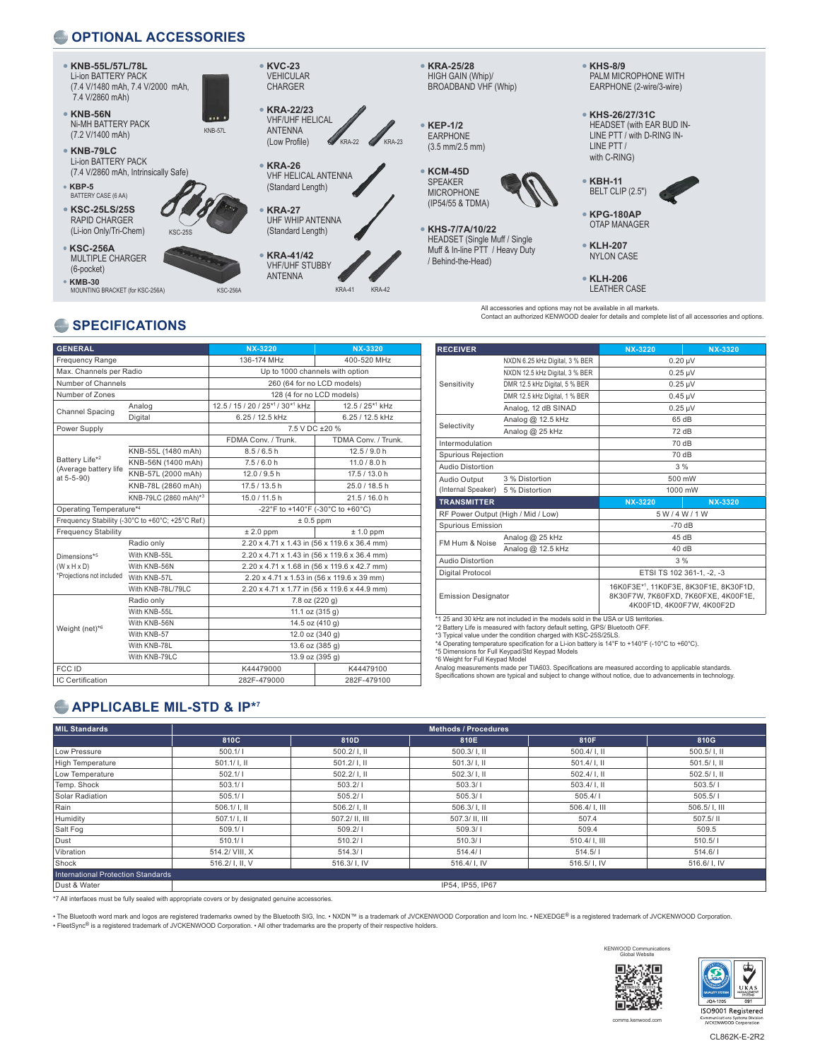## OPTIONAL ACCESSORIES

- **KNB-55L/57L/78L**
  Li-ion BATTERY PACK
  (7.4 V/1480 mAh, 7.4 V/2000 mAh, 7.4 V/2860 mAh)
- **KNB-56N**
  Ni-MH BATTERY PACK
  (7.2 V/1400 mAh)
- **KNB-79LC**
  Li-ion BATTERY PACK
  (7.4 V/2860 mAh, Intrinsically Safe)
- **KBP-5**
  BATTERY CASE (6 AA)
- **KSC-25LS/25S**
  RAPID CHARGER
  (Li-ion Only/Tri-Chem)
- **KSC-256A**
  MULTIPLE CHARGER
  (6-pocket)
- **KMB-30**
  MOUNTING BRACKET (for KSC-256A)

KNB-57L

KSC-25S

KSC-256A

- **KVC-23**
  VEHICULAR CHARGER
- **KRA-22/23**
  VHF/UHF HELICAL ANTENNA
  (Low Profile)
- **KRA-26**
  VHF HELICAL ANTENNA
  (Standard Length)
- **KRA-27**
  UHF WHIP ANTENNA
  (Standard Length)
- **KRA-41/42**
  VHF/UHF STUBBY ANTENNA

KRA-22 KRA-23

KRA-41 KRA-42

- **KRA-25/28**
  HIGH GAIN (Whip)/ BROADBAND VHF (Whip)
- **KEP-1/2**
  EARPHONE
  (3.5 mm/2.5 mm)
- **KCM-45D**
  SPEAKER MICROPHONE
  (IP54/55 & TDMA)
- **KHS-7/7A/10/22**
  HEADSET (Single Muff / Single Muff & In-line PTT / Heavy Duty / Behind-the-Head)

- **KHS-8/9**
  PALM MICROPHONE WITH EARPHONE (2-wire/3-wire)
- **KHS-26/27/31C**
  HEADSET (with EAR BUD IN-LINE PTT / with D-RING IN-LINE PTT / with C-RING)
- **KBH-11**
  BELT CLIP (2.5")
- **KPG-180AP**
  OTAP MANAGER
- **KLH-207**
  NYLON CASE
- **KLH-206**
  LEATHER CASE

All accessories and options may not be available in all markets.
Contact an authorized KENWOOD dealer for details and complete list of all accessories and options.

## SPECIFICATIONS

| GENERAL | | NX-3220 | NX-3320 |
|---|---|---|---|
| Frequency Range | | 136-174 MHz | 400-520 MHz |
| Max. Channels per Radio | | Up to 1000 channels with option | |
| Number of Channels | | 260 (64 for no LCD models) | |
| Number of Zones | | 128 (4 for no LCD models) | |
| Channel Spacing | Analog | 12.5 / 15 / 20 / 25*1 / 30*1 kHz | 12.5 / 25*1 kHz |
| | Digital | 6.25 / 12.5 kHz | 6.25 / 12.5 kHz |
| Power Supply | | 7.5 V DC ±20 % | |
| Battery Life*2 (Average battery life at 5-5-90) | | FDMA Conv. / Trunk. | TDMA Conv. / Trunk. |
| | KNB-55L (1480 mAh) | 8.5 / 6.5 h | 12.5 / 9.0 h |
| | KNB-56N (1400 mAh) | 7.5 / 6.0 h | 11.0 / 8.0 h |
| | KNB-57L (2000 mAh) | 12.0 / 9.5 h | 17.5 / 13.0 h |
| | KNB-78L (2860 mAh) | 17.5 / 13.5 h | 25.0 / 18.5 h |
| | KNB-79LC (2860 mAh)*3 | 15.0 / 11.5 h | 21.5 / 16.0 h |
| Operating Temperature*4 | | -22°F to +140°F (-30°C to +60°C) | |
| Frequency Stability (-30°C to +60°C; +25°C Ref.) | | ± 0.5 ppm | |
| Frequency Stability | | ± 2.0 ppm | ± 1.0 ppm |
| Dimensions*5 (W x H x D) *Projections not included | Radio only | 2.20 x 4.71 x 1.43 in (56 x 119.6 x 36.4 mm) | |
| | With KNB-55L | 2.20 x 4.71 x 1.43 in (56 x 119.6 x 36.4 mm) | |
| | With KNB-56N | 2.20 x 4.71 x 1.68 in (56 x 119.6 x 42.7 mm) | |
| | With KNB-57L | 2.20 x 4.71 x 1.53 in (56 x 119.6 x 39 mm) | |
| | With KNB-78L/79LC | 2.20 x 4.71 x 1.77 in (56 x 119.6 x 44.9 mm) | |
| Weight (net)*6 | Radio only | 7.8 oz (220 g) | |
| | With KNB-55L | 11.1 oz (315 g) | |
| | With KNB-56N | 14.5 oz (410 g) | |
| | With KNB-57 | 12.0 oz (340 g) | |
| | With KNB-78L | 13.6 oz (385 g) | |
| | With KNB-79LC | 13.9 oz (395 g) | |
| FCC ID | | K44479000 | K44479100 |
| IC Certification | | 282F-479000 | 282F-479100 |

| RECEIVER | | NX-3220 | NX-3320 |
|---|---|---|---|
| Sensitivity | NXDN 6.25 kHz Digital, 3 % BER | 0.20 μV | |
| | NXDN 12.5 kHz Digital, 3 % BER | 0.25 μV | |
| | DMR 12.5 kHz Digital, 5 % BER | 0.25 μV | |
| | DMR 12.5 kHz Digital, 1 % BER | 0.45 μV | |
| | Analog, 12 dB SINAD | 0.25 μV | |
| Selectivity | Analog @ 12.5 kHz | 65 dB | |
| | Analog @ 25 kHz | 72 dB | |
| Intermodulation | | 70 dB | |
| Spurious Rejection | | 70 dB | |
| Audio Distortion | | 3 % | |
| Audio Output (Internal Speaker) | 3 % Distortion | 500 mW | |
| | 5 % Distortion | 1000 mW | |
| **TRANSMITTER** | | **NX-3220** | **NX-3320** |
| RF Power Output (High / Mid / Low) | | 5 W / 4 W / 1 W | |
| Spurious Emission | | -70 dB | |
| FM Hum & Noise | Analog @ 25 kHz | 45 dB | |
| | Analog @ 12.5 kHz | 40 dB | |
| Audio Distortion | | 3 % | |
| Digital Protocol | | ETSI TS 102 361-1, -2, -3 | |
| Emission Designator | | 16K0F3E*1, 11K0F3E, 8K30F1E, 8K30F1D, 8K30F7W, 7K60FXD, 7K60FXE, 4K00F1E, 4K00F1D, 4K00F7W, 4K00F2D | |

*1 25 and 30 kHz are not included in the models sold in the USA or US territories.
*2 Battery Life is measured with factory default setting, GPS/ Bluetooth OFF.
*3 Typical value under the condition charged with KSC-25S/25LS.
*4 Operating temperature specification for a Li-ion battery is 14°F to +140°F (-10°C to +60°C).
*5 Dimensions for Full Keypad/Std Keypad Models
*6 Weight for Full Keypad Model
Analog measurements made per TIA603. Specifications are measured according to applicable standards.
Specifications shown are typical and subject to change without notice, due to advancements in technology.

## APPLICABLE MIL-STD & IP*7

| MIL Standards | Methods / Procedures | | | | |
|---|---|---|---|---|---|
| | 810C | 810D | 810E | 810F | 810G |
| Low Pressure | 500.1/ I | 500.2/ I, II | 500.3/ I, II | 500.4/ I, II | 500.5/ I, II |
| High Temperature | 501.1/ I, II | 501.2/ I, II | 501.3/ I, II | 501.4/ I, II | 501.5/ I, II |
| Low Temperature | 502.1/ I | 502.2/ I, II | 502.3/ I, II | 502.4/ I, II | 502.5/ I, II |
| Temp. Shock | 503.1/ I | 503.2/ I | 503.3/ I | 503.4/ I, II | 503.5/ I |
| Solar Radiation | 505.1/ I | 505.2/ I | 505.3/ I | 505.4/ I | 505.5/ I |
| Rain | 506.1/ I, II | 506.2/ I, II | 506.3/ I, II | 506.4/ I, III | 506.5/ I, III |
| Humidity | 507.1/ I, II | 507.2/ II, III | 507.3/ II, III | 507.4 | 507.5/ II |
| Salt Fog | 509.1/ I | 509.2/ I | 509.3/ I | 509.4 | 509.5 |
| Dust | 510.1/ I | 510.2/ I | 510.3/ I | 510.4/ I, III | 510.5/ I |
| Vibration | 514.2/ VIII, X | 514.3/ I | 514.4/ I | 514.5/ I | 514.6/ I |
| Shock | 516.2/ I, II, V | 516.3/ I, IV | 516.4/ I, IV | 516.5/ I, IV | 516.6/ I, IV |
| **International Protection Standards** | | | | | |
| Dust & Water | IP54, IP55, IP67 | | | | |

*7 All interfaces must be fully sealed with appropriate covers or by designated genuine accessories.

• The Bluetooth word mark and logos are registered trademarks owned by the Bluetooth SIG, Inc. • NXDN™ is a trademark of JVCKENWOOD Corporation and Icom Inc. • NEXEDGE® is a registered trademark of JVCKENWOOD Corporation.
• FleetSync® is a registered trademark of JVCKENWOOD Corporation. • All other trademarks are the property of their respective holders.

KENWOOD Communications Global Website

comms.kenwood.com

JQA-1205 091

ISO9001 Registered
Communications Systems Division
JVCKENWOOD Corporation

CL862K-E-2R2